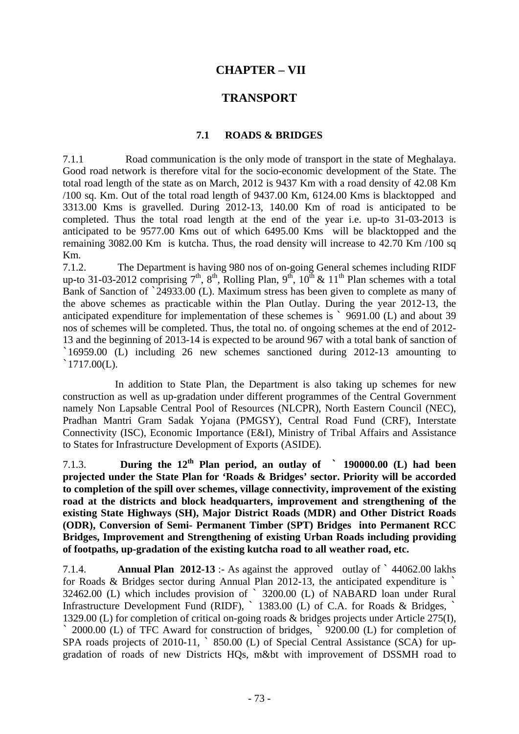# CHAPTER – VII

# TRANSPORT

## 7.1 ROADS & BRIDGES

7.1.1 Road communication is the only mode of transport in the state of Meghalaya. Good road network is therefore vital for the socio-economic development of the State. The total road length of the state as on March, 2012 is 9437 Km with a road density of 42.08 Km /100 sq. Km. Out of the total road length of 9437.00 Km, 6124.00 Kms is blacktopped and 3313.00 Kms is gravelled. During 2012-13, 140.00 Km of road is anticipated to be completed. Thus the total road length at the end of the year i.e. up-to 31-03-2013 is anticipated to be 9577.00 Kms out of which 6495.00 Kms will be blacktopped and the remaining 3082.00 Km is kutcha. Thus, the road density will increase to 42.70 Km /100 sq Km.

7.1.2. The Department is having 980 nos of on-going General schemes including RIDF up-to 31-03-2012 comprising 7th, 8th, Rolling Plan, 9th, 10th & 11th Plan schemes with a total Bank of Sanction of ` 24933.00 (L). Maximum stress has been given to complete as many of the above schemes as practicable within the Plan Outlay. During the year 2012-13, the anticipated expenditure for implementation of these schemes is ` 9691.00 (L) and about 39 nos of schemes will be completed. Thus, the total no. of ongoing schemes at the end of 2012-13 and the beginning of 2013-14 is expected to be around 967 with a total bank of sanction of ` 16959.00 (L) including 26 new schemes sanctioned during 2012-13 amounting to ` 1717.00(L).

In addition to State Plan, the Department is also taking up schemes for new construction as well as up-gradation under different programmes of the Central Government namely Non Lapsable Central Pool of Resources (NLCPR), North Eastern Council (NEC), Pradhan Mantri Gram Sadak Yojana (PMGSY), Central Road Fund (CRF), Interstate Connectivity (ISC), Economic Importance (E&I), Ministry of Tribal Affairs and Assistance to States for Infrastructure Development of Exports (ASIDE).

7.1.3. **During the 12th Plan period, an outlay of ` 190000.00 (L) had been projected under the State Plan for 'Roads & Bridges' sector. Priority will be accorded to completion of the spill over schemes, village connectivity, improvement of the existing road at the districts and block headquarters, improvement and strengthening of the existing State Highways (SH), Major District Roads (MDR) and Other District Roads (ODR), Conversion of Semi- Permanent Timber (SPT) Bridges into Permanent RCC Bridges, Improvement and Strengthening of existing Urban Roads including providing of footpaths, up-gradation of the existing kutcha road to all weather road, etc.**

7.1.4. **Annual Plan 2012-13** :- As against the approved outlay of ` 44062.00 lakhs for Roads & Bridges sector during Annual Plan 2012-13, the anticipated expenditure is ` 32462.00 (L) which includes provision of ` 3200.00 (L) of NABARD loan under Rural Infrastructure Development Fund (RIDF), ` 1383.00 (L) of C.A. for Roads & Bridges, ` 1329.00 (L) for completion of critical on-going roads & bridges projects under Article 275(I), ` 2000.00 (L) of TFC Award for construction of bridges, ` 9200.00 (L) for completion of SPA roads projects of 2010-11, ` 850.00 (L) of Special Central Assistance (SCA) for up-gradation of roads of new Districts HQs, m&bt with improvement of DSSMH road to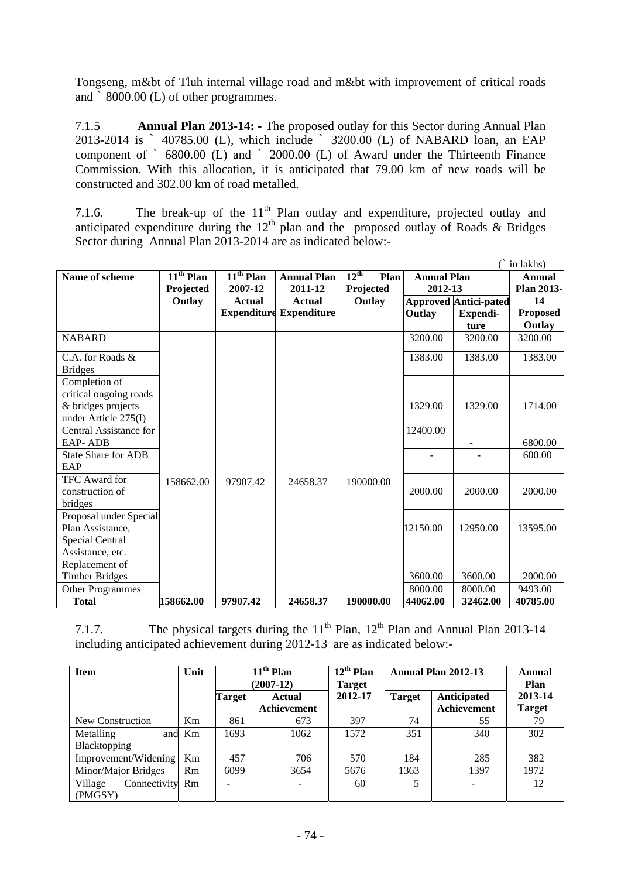Tongseng, m&bt of Tluh internal village road and m&bt with improvement of critical roads and ` 8000.00 (L) of other programmes.

7.1.5 **Annual Plan 2013-14: -** The proposed outlay for this Sector during Annual Plan 2013-2014 is ` 40785.00 (L), which include ` 3200.00 (L) of NABARD loan, an EAP component of ` 6800.00 (L) and ` 2000.00 (L) of Award under the Thirteenth Finance Commission. With this allocation, it is anticipated that 79.00 km of new roads will be constructed and 302.00 km of road metalled.

7.1.6. The break-up of the 11th Plan outlay and expenditure, projected outlay and anticipated expenditure during the 12th plan and the proposed outlay of Roads & Bridges Sector during Annual Plan 2013-2014 are as indicated below:-

(` in lakhs)

| Name of scheme | 11th Plan Projected Outlay | 11th Plan 2007-12 Actual Expenditure | Annual Plan 2011-12 Actual Expenditure | 12th Plan Projected Outlay | Annual Plan 2012-13 | | Annual Plan 2013-14 Proposed Outlay |
|---|---|---|---|---|---|---|---|
| | | | | | Approved Outlay | Antici-pated Expendi-ture | |
| NABARD | 158662.00 | 97907.42 | 24658.37 | 190000.00 | 3200.00 | 3200.00 | 3200.00 |
| C.A. for Roads & Bridges | | | | | 1383.00 | 1383.00 | 1383.00 |
| Completion of critical ongoing roads & bridges projects under Article 275(I) | | | | | 1329.00 | 1329.00 | 1714.00 |
| Central Assistance for EAP- ADB | | | | | 12400.00 | - | 6800.00 |
| State Share for ADB EAP | | | | | - | - | 600.00 |
| TFC Award for construction of bridges | | | | | 2000.00 | 2000.00 | 2000.00 |
| Proposal under Special Plan Assistance, Special Central Assistance, etc. | | | | | 12150.00 | 12950.00 | 13595.00 |
| Replacement of Timber Bridges | | | | | 3600.00 | 3600.00 | 2000.00 |
| Other Programmes | | | | | 8000.00 | 8000.00 | 9493.00 |
| **Total** | **158662.00** | **97907.42** | **24658.37** | **190000.00** | **44062.00** | **32462.00** | **40785.00** |

7.1.7. The physical targets during the 11th Plan, 12th Plan and Annual Plan 2013-14 including anticipated achievement during 2012-13 are as indicated below:-

| Item | Unit | 11th Plan (2007-12) | | 12th Plan Target 2012-17 | Annual Plan 2012-13 | | Annual Plan 2013-14 Target |
|---|---|---|---|---|---|---|---|
| | | Target | Actual Achievement | | Target | Anticipated Achievement | |
| New Construction | Km | 861 | 673 | 397 | 74 | 55 | 79 |
| Metalling and Blacktopping | Km | 1693 | 1062 | 1572 | 351 | 340 | 302 |
| Improvement/Widening | Km | 457 | 706 | 570 | 184 | 285 | 382 |
| Minor/Major Bridges | Rm | 6099 | 3654 | 5676 | 1363 | 1397 | 1972 |
| Village Connectivity (PMGSY) | Rm | - | - | 60 | 5 | - | 12 |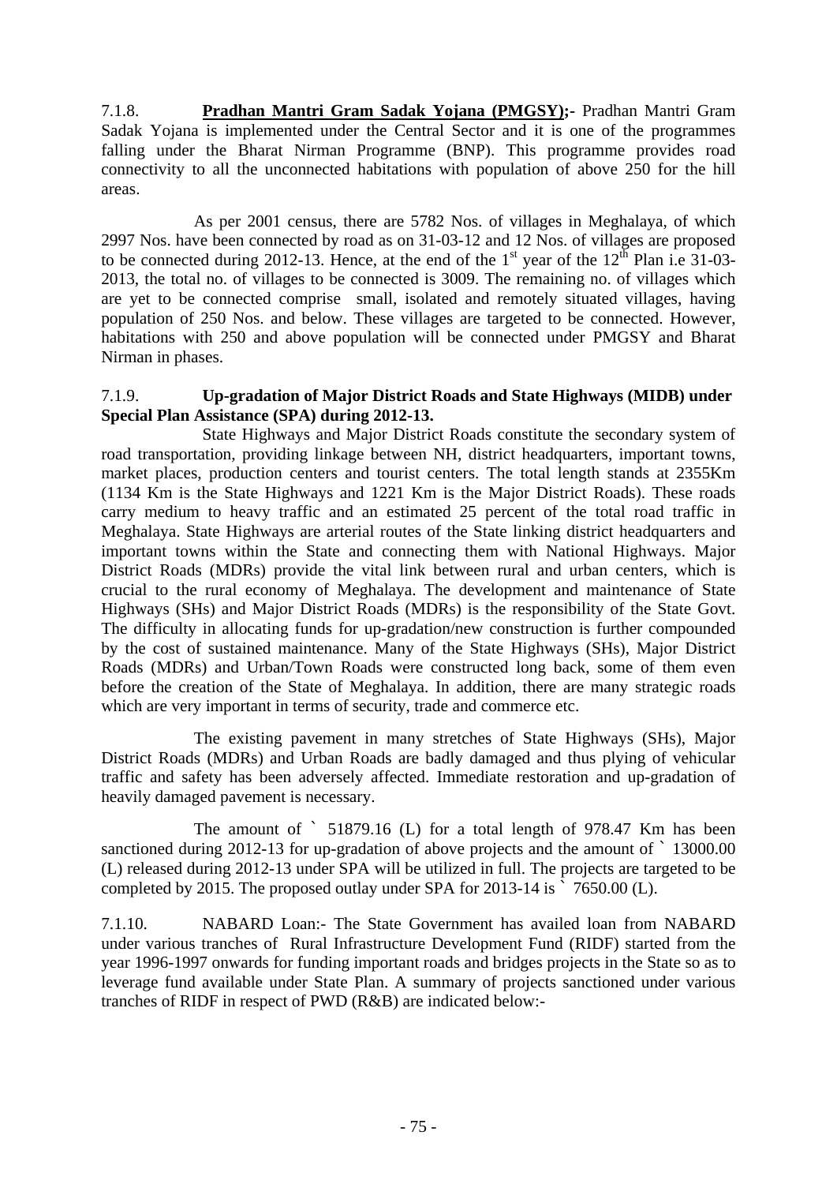7.1.8. **Pradhan Mantri Gram Sadak Yojana (PMGSY);-** Pradhan Mantri Gram Sadak Yojana is implemented under the Central Sector and it is one of the programmes falling under the Bharat Nirman Programme (BNP). This programme provides road connectivity to all the unconnected habitations with population of above 250 for the hill areas.

As per 2001 census, there are 5782 Nos. of villages in Meghalaya, of which 2997 Nos. have been connected by road as on 31-03-12 and 12 Nos. of villages are proposed to be connected during 2012-13. Hence, at the end of the 1st year of the 12th Plan i.e 31-03-2013, the total no. of villages to be connected is 3009. The remaining no. of villages which are yet to be connected comprise small, isolated and remotely situated villages, having population of 250 Nos. and below. These villages are targeted to be connected. However, habitations with 250 and above population will be connected under PMGSY and Bharat Nirman in phases.

7.1.9. **Up-gradation of Major District Roads and State Highways (MIDB) under Special Plan Assistance (SPA) during 2012-13.**

State Highways and Major District Roads constitute the secondary system of road transportation, providing linkage between NH, district headquarters, important towns, market places, production centers and tourist centers. The total length stands at 2355Km (1134 Km is the State Highways and 1221 Km is the Major District Roads). These roads carry medium to heavy traffic and an estimated 25 percent of the total road traffic in Meghalaya. State Highways are arterial routes of the State linking district headquarters and important towns within the State and connecting them with National Highways. Major District Roads (MDRs) provide the vital link between rural and urban centers, which is crucial to the rural economy of Meghalaya. The development and maintenance of State Highways (SHs) and Major District Roads (MDRs) is the responsibility of the State Govt. The difficulty in allocating funds for up-gradation/new construction is further compounded by the cost of sustained maintenance. Many of the State Highways (SHs), Major District Roads (MDRs) and Urban/Town Roads were constructed long back, some of them even before the creation of the State of Meghalaya. In addition, there are many strategic roads which are very important in terms of security, trade and commerce etc.

The existing pavement in many stretches of State Highways (SHs), Major District Roads (MDRs) and Urban Roads are badly damaged and thus plying of vehicular traffic and safety has been adversely affected. Immediate restoration and up-gradation of heavily damaged pavement is necessary.

The amount of ` 51879.16 (L) for a total length of 978.47 Km has been sanctioned during 2012-13 for up-gradation of above projects and the amount of ` 13000.00 (L) released during 2012-13 under SPA will be utilized in full. The projects are targeted to be completed by 2015. The proposed outlay under SPA for 2013-14 is ` 7650.00 (L).

7.1.10. NABARD Loan:- The State Government has availed loan from NABARD under various tranches of Rural Infrastructure Development Fund (RIDF) started from the year 1996-1997 onwards for funding important roads and bridges projects in the State so as to leverage fund available under State Plan. A summary of projects sanctioned under various tranches of RIDF in respect of PWD (R&B) are indicated below:-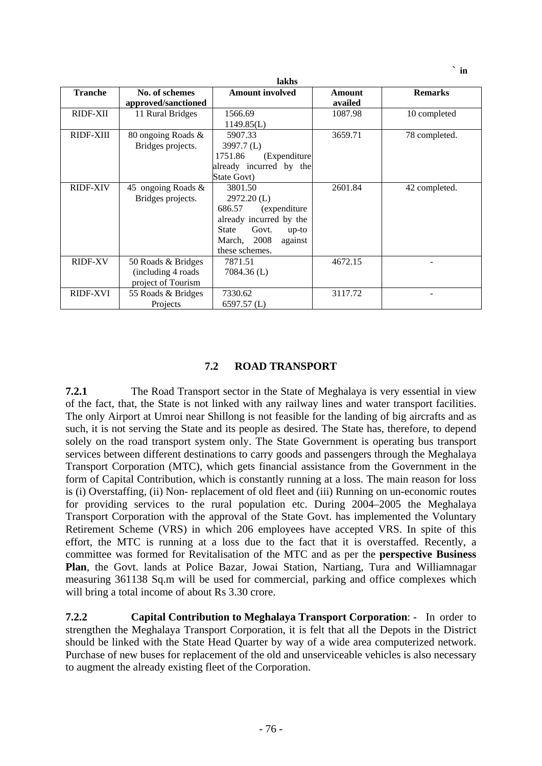` in lakhs

| Tranche | No. of schemes approved/sanctioned | Amount involved | Amount availed | Remarks |
|---|---|---|---|---|
| RIDF-XII | 11 Rural Bridges | 1566.69 1149.85(L) | 1087.98 | 10 completed |
| RIDF-XIII | 80 ongoing Roads & Bridges projects. | 5907.33 3997.7 (L) 1751.86 (Expenditure already incurred by the State Govt) | 3659.71 | 78 completed. |
| RIDF-XIV | 45 ongoing Roads & Bridges projects. | 3801.50 2972.20 (L) 686.57 (expenditure already incurred by the State Govt. up-to March, 2008 against these schemes. | 2601.84 | 42 completed. |
| RIDF-XV | 50 Roads & Bridges (including 4 roads project of Tourism | 7871.51 7084.36 (L) | 4672.15 | - |
| RIDF-XVI | 55 Roads & Bridges Projects | 7330.62 6597.57 (L) | 3117.72 | - |

## 7.2 ROAD TRANSPORT

**7.2.1** The Road Transport sector in the State of Meghalaya is very essential in view of the fact, that, the State is not linked with any railway lines and water transport facilities. The only Airport at Umroi near Shillong is not feasible for the landing of big aircrafts and as such, it is not serving the State and its people as desired. The State has, therefore, to depend solely on the road transport system only. The State Government is operating bus transport services between different destinations to carry goods and passengers through the Meghalaya Transport Corporation (MTC), which gets financial assistance from the Government in the form of Capital Contribution, which is constantly running at a loss. The main reason for loss is (i) Overstaffing, (ii) Non- replacement of old fleet and (iii) Running on un-economic routes for providing services to the rural population etc. During 2004–2005 the Meghalaya Transport Corporation with the approval of the State Govt. has implemented the Voluntary Retirement Scheme (VRS) in which 206 employees have accepted VRS. In spite of this effort, the MTC is running at a loss due to the fact that it is overstaffed. Recently, a committee was formed for Revitalisation of the MTC and as per the **perspective Business Plan**, the Govt. lands at Police Bazar, Jowai Station, Nartiang, Tura and Williamnagar measuring 361138 Sq.m will be used for commercial, parking and office complexes which will bring a total income of about Rs 3.30 crore.

**7.2.2 Capital Contribution to Meghalaya Transport Corporation**: - In order to strengthen the Meghalaya Transport Corporation, it is felt that all the Depots in the District should be linked with the State Head Quarter by way of a wide area computerized network. Purchase of new buses for replacement of the old and unserviceable vehicles is also necessary to augment the already existing fleet of the Corporation.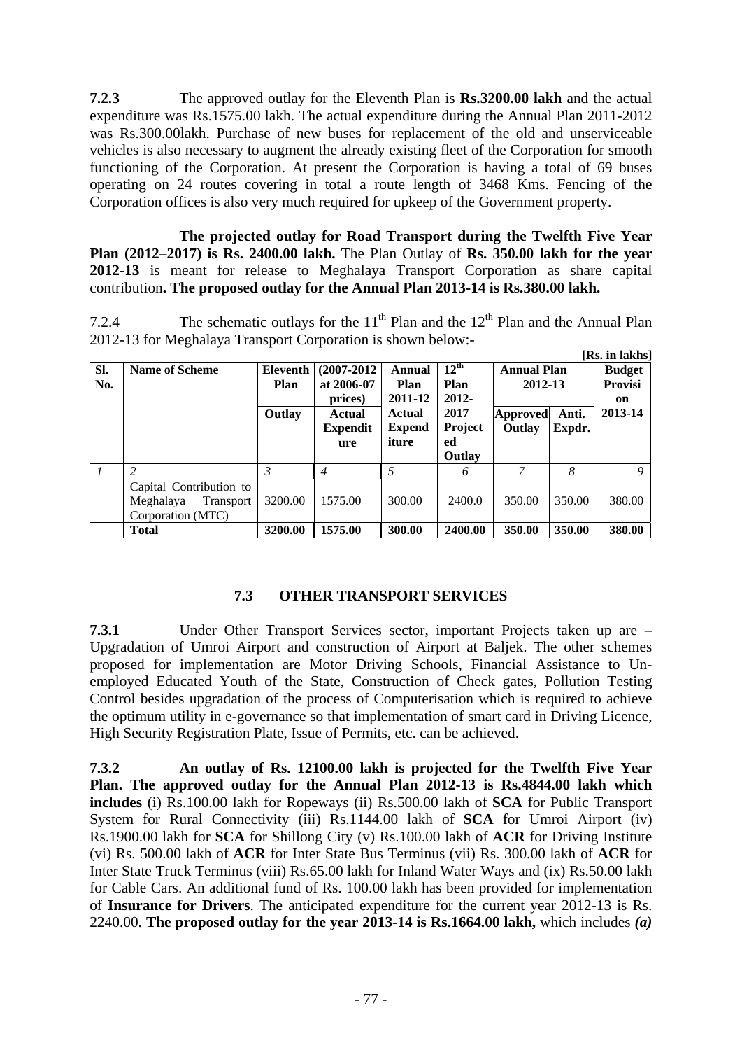**7.2.3** The approved outlay for the Eleventh Plan is **Rs.3200.00 lakh** and the actual expenditure was Rs.1575.00 lakh. The actual expenditure during the Annual Plan 2011-2012 was Rs.300.00lakh. Purchase of new buses for replacement of the old and unserviceable vehicles is also necessary to augment the already existing fleet of the Corporation for smooth functioning of the Corporation. At present the Corporation is having a total of 69 buses operating on 24 routes covering in total a route length of 3468 Kms. Fencing of the Corporation offices is also very much required for upkeep of the Government property.

**The projected outlay for Road Transport during the Twelfth Five Year Plan (2012–2017) is Rs. 2400.00 lakh.** The Plan Outlay of **Rs. 350.00 lakh for the year 2012-13** is meant for release to Meghalaya Transport Corporation as share capital contribution**. The proposed outlay for the Annual Plan 2013-14 is Rs.380.00 lakh.**

7.2.4 The schematic outlays for the 11th Plan and the 12th Plan and the Annual Plan 2012-13 for Meghalaya Transport Corporation is shown below:-

**[Rs. in lakhs]**

| Sl. No. | Name of Scheme | Eleventh Plan | (2007-2012 at 2006-07 prices) | Annual Plan 2011-12 | 12th Plan 2012-2017 | Annual Plan 2012-13 | | Budget Provision 2013-14 |
|---|---|---|---|---|---|---|---|---|
| | | Outlay | Actual Expenditure | Actual Expenditure | Projected Outlay | Approved Outlay | Anti. Expdr. | |
| *1* | *2* | *3* | *4* | *5* | *6* | *7* | *8* | *9* |
| | Capital Contribution to Meghalaya Transport Corporation (MTC) | 3200.00 | 1575.00 | 300.00 | 2400.0 | 350.00 | 350.00 | 380.00 |
| | **Total** | **3200.00** | **1575.00** | **300.00** | **2400.00** | **350.00** | **350.00** | **380.00** |

## 7.3 OTHER TRANSPORT SERVICES

**7.3.1** Under Other Transport Services sector, important Projects taken up are – Upgradation of Umroi Airport and construction of Airport at Baljek. The other schemes proposed for implementation are Motor Driving Schools, Financial Assistance to Un-employed Educated Youth of the State, Construction of Check gates, Pollution Testing Control besides upgradation of the process of Computerisation which is required to achieve the optimum utility in e-governance so that implementation of smart card in Driving Licence, High Security Registration Plate, Issue of Permits, etc. can be achieved.

**7.3.2 An outlay of Rs. 12100.00 lakh is projected for the Twelfth Five Year Plan. The approved outlay for the Annual Plan 2012-13 is Rs.4844.00 lakh which includes** (i) Rs.100.00 lakh for Ropeways (ii) Rs.500.00 lakh of **SCA** for Public Transport System for Rural Connectivity (iii) Rs.1144.00 lakh of **SCA** for Umroi Airport (iv) Rs.1900.00 lakh for **SCA** for Shillong City (v) Rs.100.00 lakh of **ACR** for Driving Institute (vi) Rs. 500.00 lakh of **ACR** for Inter State Bus Terminus (vii) Rs. 300.00 lakh of **ACR** for Inter State Truck Terminus (viii) Rs.65.00 lakh for Inland Water Ways and (ix) Rs.50.00 lakh for Cable Cars. An additional fund of Rs. 100.00 lakh has been provided for implementation of **Insurance for Drivers**. The anticipated expenditure for the current year 2012-13 is Rs. 2240.00. **The proposed outlay for the year 2013-14 is Rs.1664.00 lakh,** which includes ***(a)***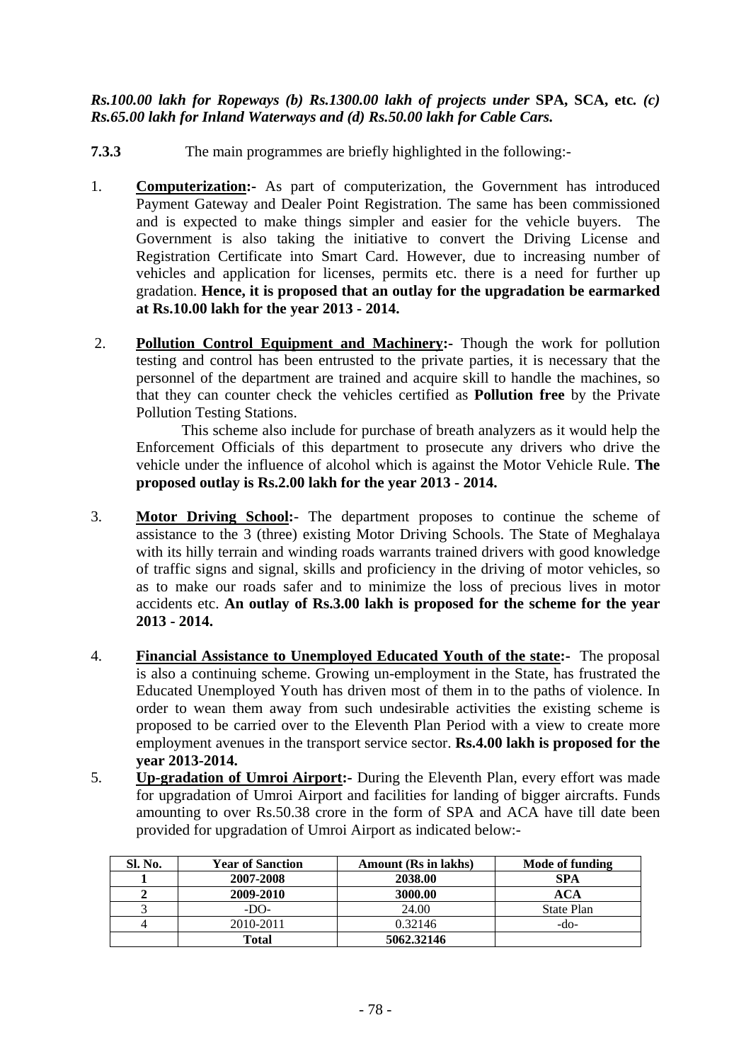*Rs.100.00 lakh for Ropeways (b) Rs.1300.00 lakh of projects under* **SPA, SCA, etc.** *(c) Rs.65.00 lakh for Inland Waterways and (d) Rs.50.00 lakh for Cable Cars.*

**7.3.3** The main programmes are briefly highlighted in the following:-

1. **Computerization:-** As part of computerization, the Government has introduced Payment Gateway and Dealer Point Registration. The same has been commissioned and is expected to make things simpler and easier for the vehicle buyers. The Government is also taking the initiative to convert the Driving License and Registration Certificate into Smart Card. However, due to increasing number of vehicles and application for licenses, permits etc. there is a need for further up gradation. **Hence, it is proposed that an outlay for the upgradation be earmarked at Rs.10.00 lakh for the year 2013 - 2014.**

2. **Pollution Control Equipment and Machinery:-** Though the work for pollution testing and control has been entrusted to the private parties, it is necessary that the personnel of the department are trained and acquire skill to handle the machines, so that they can counter check the vehicles certified as **Pollution free** by the Private Pollution Testing Stations.

   This scheme also include for purchase of breath analyzers as it would help the Enforcement Officials of this department to prosecute any drivers who drive the vehicle under the influence of alcohol which is against the Motor Vehicle Rule. **The proposed outlay is Rs.2.00 lakh for the year 2013 - 2014.**

3. **Motor Driving School:**- The department proposes to continue the scheme of assistance to the 3 (three) existing Motor Driving Schools. The State of Meghalaya with its hilly terrain and winding roads warrants trained drivers with good knowledge of traffic signs and signal, skills and proficiency in the driving of motor vehicles, so as to make our roads safer and to minimize the loss of precious lives in motor accidents etc. **An outlay of Rs.3.00 lakh is proposed for the scheme for the year 2013 - 2014.**

4. **Financial Assistance to Unemployed Educated Youth of the state:-** The proposal is also a continuing scheme. Growing un-employment in the State, has frustrated the Educated Unemployed Youth has driven most of them in to the paths of violence. In order to wean them away from such undesirable activities the existing scheme is proposed to be carried over to the Eleventh Plan Period with a view to create more employment avenues in the transport service sector. **Rs.4.00 lakh is proposed for the year 2013-2014.**

5. **Up-gradation of Umroi Airport:-** During the Eleventh Plan, every effort was made for upgradation of Umroi Airport and facilities for landing of bigger aircrafts. Funds amounting to over Rs.50.38 crore in the form of SPA and ACA have till date been provided for upgradation of Umroi Airport as indicated below:-

| Sl. No. | Year of Sanction | Amount (Rs in lakhs) | Mode of funding |
|---|---|---|---|
| **1** | **2007-2008** | **2038.00** | **SPA** |
| **2** | **2009-2010** | **3000.00** | **ACA** |
| 3 | -DO- | 24.00 | State Plan |
| 4 | 2010-2011 | 0.32146 | -do- |
| | **Total** | **5062.32146** | |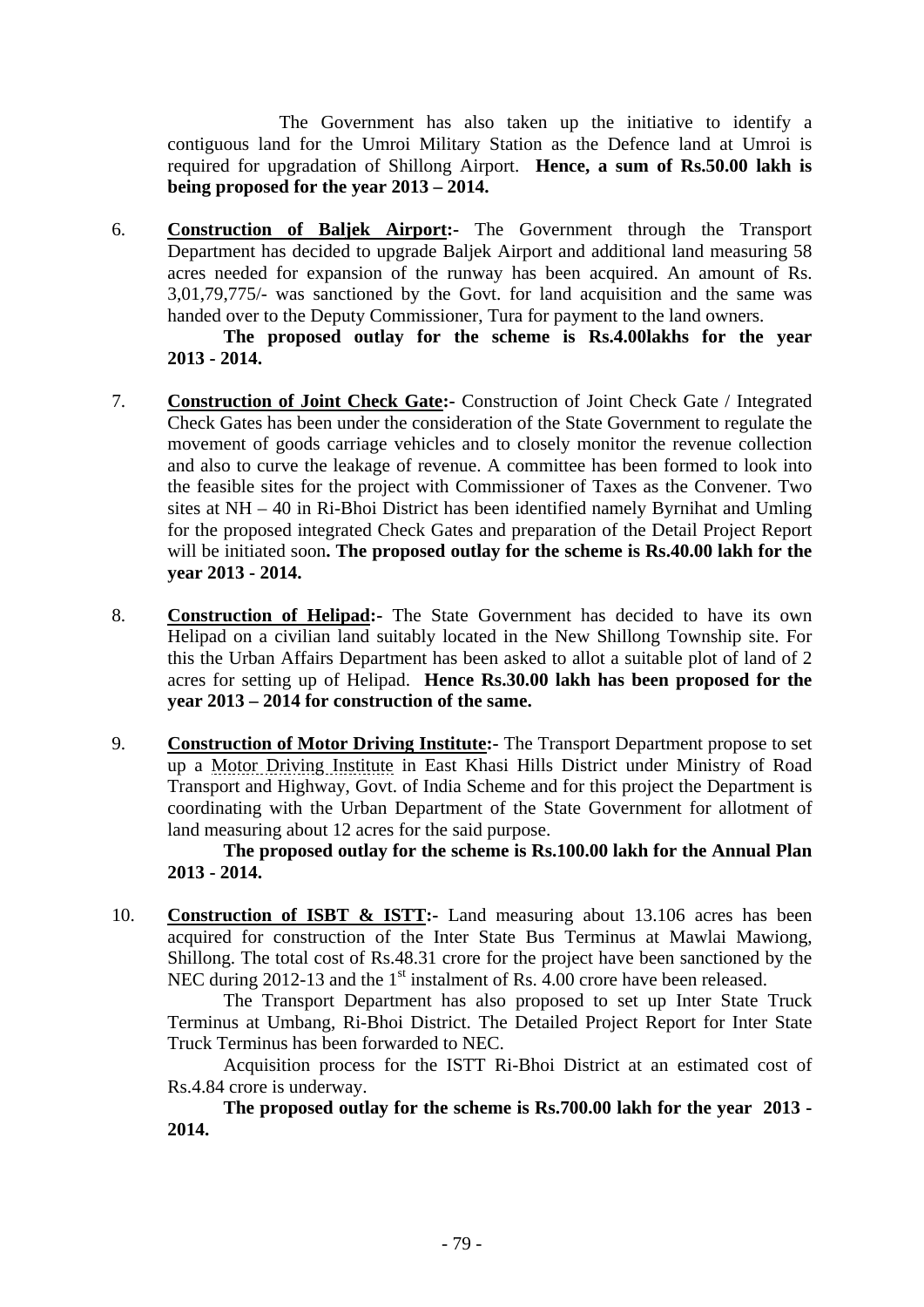The Government has also taken up the initiative to identify a contiguous land for the Umroi Military Station as the Defence land at Umroi is required for upgradation of Shillong Airport. **Hence, a sum of Rs.50.00 lakh is being proposed for the year 2013 – 2014.**

6. **Construction of Baljek Airport:-** The Government through the Transport Department has decided to upgrade Baljek Airport and additional land measuring 58 acres needed for expansion of the runway has been acquired. An amount of Rs. 3,01,79,775/- was sanctioned by the Govt. for land acquisition and the same was handed over to the Deputy Commissioner, Tura for payment to the land owners.

   **The proposed outlay for the scheme is Rs.4.00lakhs for the year 2013 - 2014.**

7. **Construction of Joint Check Gate:-** Construction of Joint Check Gate / Integrated Check Gates has been under the consideration of the State Government to regulate the movement of goods carriage vehicles and to closely monitor the revenue collection and also to curve the leakage of revenue. A committee has been formed to look into the feasible sites for the project with Commissioner of Taxes as the Convener. Two sites at NH – 40 in Ri-Bhoi District has been identified namely Byrnihat and Umling for the proposed integrated Check Gates and preparation of the Detail Project Report will be initiated soon**. The proposed outlay for the scheme is Rs.40.00 lakh for the year 2013 - 2014.**

8. **Construction of Helipad:-** The State Government has decided to have its own Helipad on a civilian land suitably located in the New Shillong Township site. For this the Urban Affairs Department has been asked to allot a suitable plot of land of 2 acres for setting up of Helipad. **Hence Rs.30.00 lakh has been proposed for the year 2013 – 2014 for construction of the same.**

9. **Construction of Motor Driving Institute:-** The Transport Department propose to set up a Motor Driving Institute in East Khasi Hills District under Ministry of Road Transport and Highway, Govt. of India Scheme and for this project the Department is coordinating with the Urban Department of the State Government for allotment of land measuring about 12 acres for the said purpose.

   **The proposed outlay for the scheme is Rs.100.00 lakh for the Annual Plan 2013 - 2014.**

10. **Construction of ISBT & ISTT:-** Land measuring about 13.106 acres has been acquired for construction of the Inter State Bus Terminus at Mawlai Mawiong, Shillong. The total cost of Rs.48.31 crore for the project have been sanctioned by the NEC during 2012-13 and the 1st instalment of Rs. 4.00 crore have been released.

    The Transport Department has also proposed to set up Inter State Truck Terminus at Umbang, Ri-Bhoi District. The Detailed Project Report for Inter State Truck Terminus has been forwarded to NEC.

    Acquisition process for the ISTT Ri-Bhoi District at an estimated cost of Rs.4.84 crore is underway.

    **The proposed outlay for the scheme is Rs.700.00 lakh for the year 2013 - 2014.**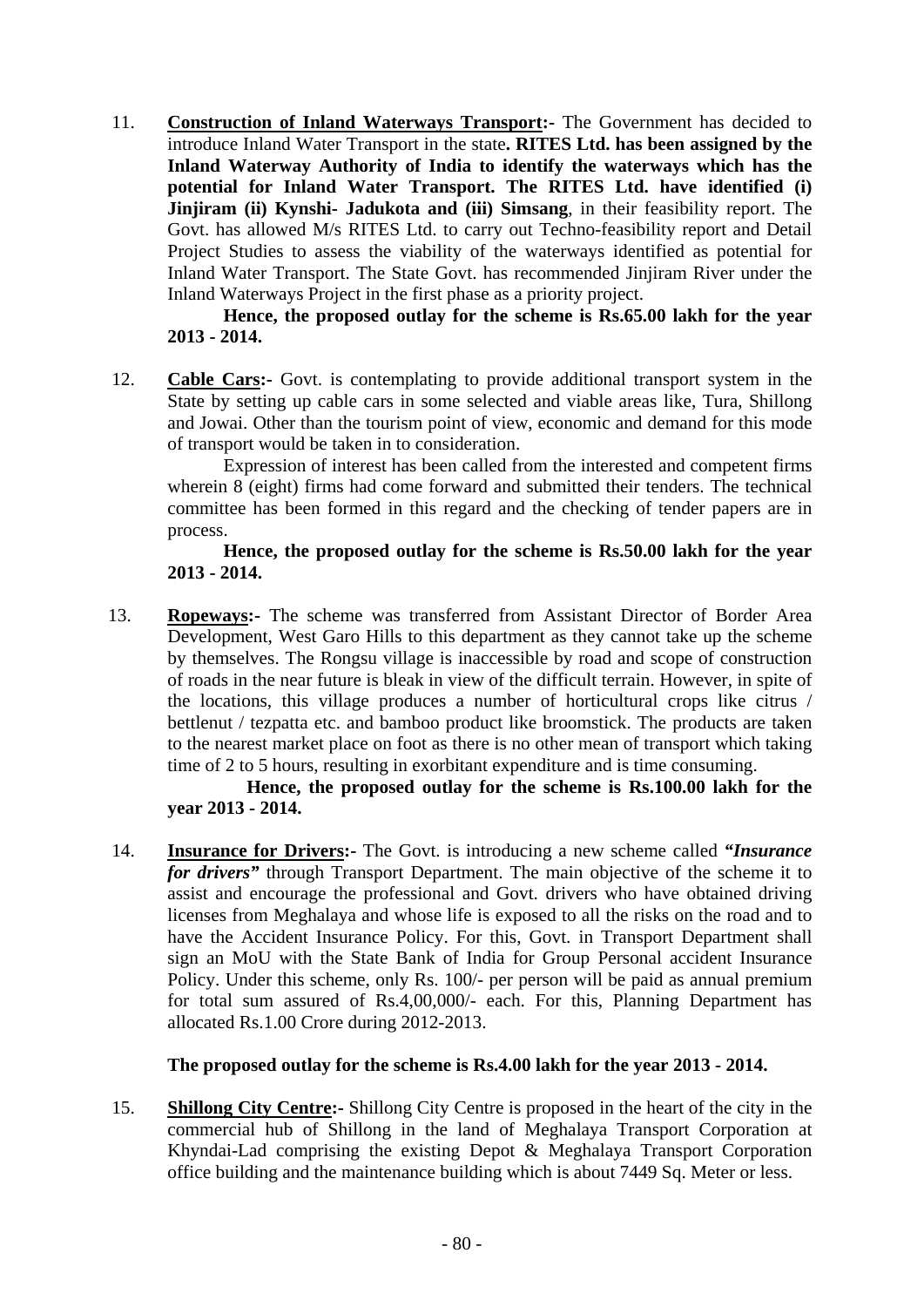11. **Construction of Inland Waterways Transport:-** The Government has decided to introduce Inland Water Transport in the state**. RITES Ltd. has been assigned by the Inland Waterway Authority of India to identify the waterways which has the potential for Inland Water Transport. The RITES Ltd. have identified (i) Jinjiram (ii) Kynshi- Jadukota and (iii) Simsang**, in their feasibility report. The Govt. has allowed M/s RITES Ltd. to carry out Techno-feasibility report and Detail Project Studies to assess the viability of the waterways identified as potential for Inland Water Transport. The State Govt. has recommended Jinjiram River under the Inland Waterways Project in the first phase as a priority project.

    **Hence, the proposed outlay for the scheme is Rs.65.00 lakh for the year 2013 - 2014.**

12. **Cable Cars:-** Govt. is contemplating to provide additional transport system in the State by setting up cable cars in some selected and viable areas like, Tura, Shillong and Jowai. Other than the tourism point of view, economic and demand for this mode of transport would be taken in to consideration.

    Expression of interest has been called from the interested and competent firms wherein 8 (eight) firms had come forward and submitted their tenders. The technical committee has been formed in this regard and the checking of tender papers are in process.

    **Hence, the proposed outlay for the scheme is Rs.50.00 lakh for the year 2013 - 2014.**

13. **Ropeways:-** The scheme was transferred from Assistant Director of Border Area Development, West Garo Hills to this department as they cannot take up the scheme by themselves. The Rongsu village is inaccessible by road and scope of construction of roads in the near future is bleak in view of the difficult terrain. However, in spite of the locations, this village produces a number of horticultural crops like citrus / bettlenut / tezpatta etc. and bamboo product like broomstick. The products are taken to the nearest market place on foot as there is no other mean of transport which taking time of 2 to 5 hours, resulting in exorbitant expenditure and is time consuming.

    **Hence, the proposed outlay for the scheme is Rs.100.00 lakh for the year 2013 - 2014.**

14. **Insurance for Drivers:-** The Govt. is introducing a new scheme called ***"Insurance for drivers"*** through Transport Department. The main objective of the scheme it to assist and encourage the professional and Govt. drivers who have obtained driving licenses from Meghalaya and whose life is exposed to all the risks on the road and to have the Accident Insurance Policy. For this, Govt. in Transport Department shall sign an MoU with the State Bank of India for Group Personal accident Insurance Policy. Under this scheme, only Rs. 100/- per person will be paid as annual premium for total sum assured of Rs.4,00,000/- each. For this, Planning Department has allocated Rs.1.00 Crore during 2012-2013.

    **The proposed outlay for the scheme is Rs.4.00 lakh for the year 2013 - 2014.**

15. **Shillong City Centre:-** Shillong City Centre is proposed in the heart of the city in the commercial hub of Shillong in the land of Meghalaya Transport Corporation at Khyndai-Lad comprising the existing Depot & Meghalaya Transport Corporation office building and the maintenance building which is about 7449 Sq. Meter or less.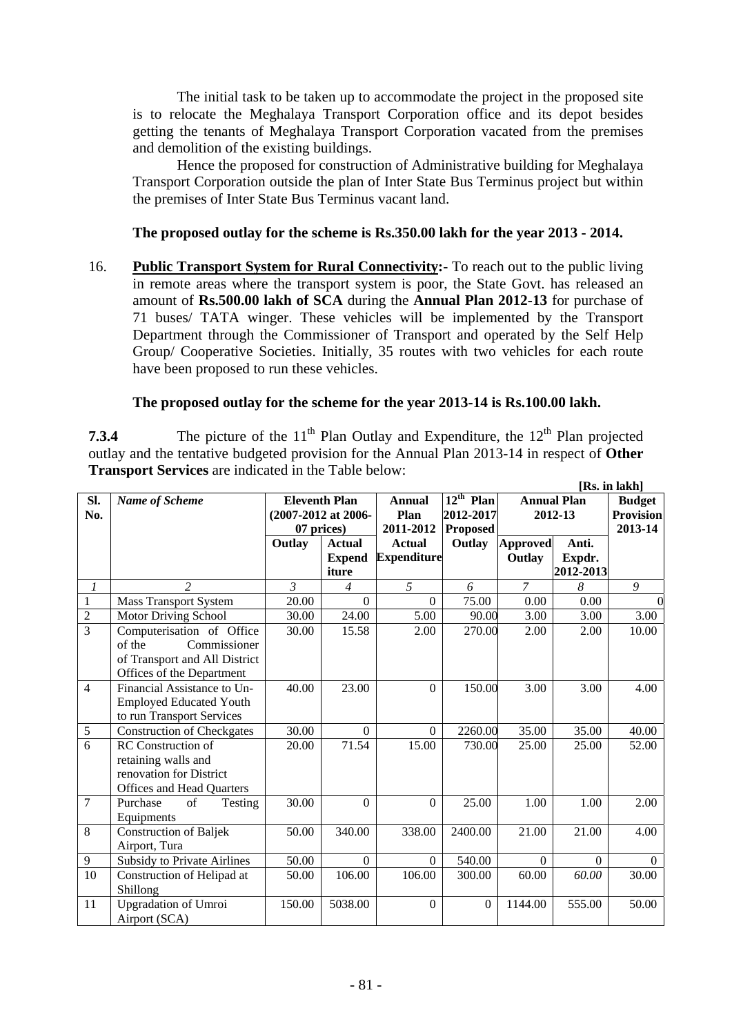The initial task to be taken up to accommodate the project in the proposed site is to relocate the Meghalaya Transport Corporation office and its depot besides getting the tenants of Meghalaya Transport Corporation vacated from the premises and demolition of the existing buildings.

Hence the proposed for construction of Administrative building for Meghalaya Transport Corporation outside the plan of Inter State Bus Terminus project but within the premises of Inter State Bus Terminus vacant land.

**The proposed outlay for the scheme is Rs.350.00 lakh for the year 2013 - 2014.**

16. **Public Transport System for Rural Connectivity:-** To reach out to the public living in remote areas where the transport system is poor, the State Govt. has released an amount of **Rs.500.00 lakh of SCA** during the **Annual Plan 2012-13** for purchase of 71 buses/ TATA winger. These vehicles will be implemented by the Transport Department through the Commissioner of Transport and operated by the Self Help Group/ Cooperative Societies. Initially, 35 routes with two vehicles for each route have been proposed to run these vehicles.

**The proposed outlay for the scheme for the year 2013-14 is Rs.100.00 lakh.**

**7.3.4** The picture of the 11th Plan Outlay and Expenditure, the 12th Plan projected outlay and the tentative budgeted provision for the Annual Plan 2013-14 in respect of **Other Transport Services** are indicated in the Table below:

**[Rs. in lakh]**

| Sl. No. | *Name of Scheme* | Eleventh Plan (2007-2012 at 2006-07 prices) | | Annual Plan 2011-2012 | 12th Plan 2012-2017 Proposed | Annual Plan 2012-13 | | Budget Provision 2013-14 |
|---|---|---|---|---|---|---|---|---|
| | | Outlay | Actual Expenditure | Actual Expenditure | Outlay | Approved Outlay | Anti. Expdr. 2012-2013 | |
| *1* | *2* | *3* | *4* | *5* | *6* | *7* | *8* | *9* |
| 1 | Mass Transport System | 20.00 | 0 | 0 | 75.00 | 0.00 | 0.00 | 0 |
| 2 | Motor Driving School | 30.00 | 24.00 | 5.00 | 90.00 | 3.00 | 3.00 | 3.00 |
| 3 | Computerisation of Office of the Commissioner of Transport and All District Offices of the Department | 30.00 | 15.58 | 2.00 | 270.00 | 2.00 | 2.00 | 10.00 |
| 4 | Financial Assistance to Un-Employed Educated Youth to run Transport Services | 40.00 | 23.00 | 0 | 150.00 | 3.00 | 3.00 | 4.00 |
| 5 | Construction of Checkgates | 30.00 | 0 | 0 | 2260.00 | 35.00 | 35.00 | 40.00 |
| 6 | RC Construction of retaining walls and renovation for District Offices and Head Quarters | 20.00 | 71.54 | 15.00 | 730.00 | 25.00 | 25.00 | 52.00 |
| 7 | Purchase of Testing Equipments | 30.00 | 0 | 0 | 25.00 | 1.00 | 1.00 | 2.00 |
| 8 | Construction of Baljek Airport, Tura | 50.00 | 340.00 | 338.00 | 2400.00 | 21.00 | 21.00 | 4.00 |
| 9 | Subsidy to Private Airlines | 50.00 | 0 | 0 | 540.00 | 0 | 0 | 0 |
| 10 | Construction of Helipad at Shillong | 50.00 | 106.00 | 106.00 | 300.00 | 60.00 | *60.00* | 30.00 |
| 11 | Upgradation of Umroi Airport (SCA) | 150.00 | 5038.00 | 0 | 0 | 1144.00 | 555.00 | 50.00 |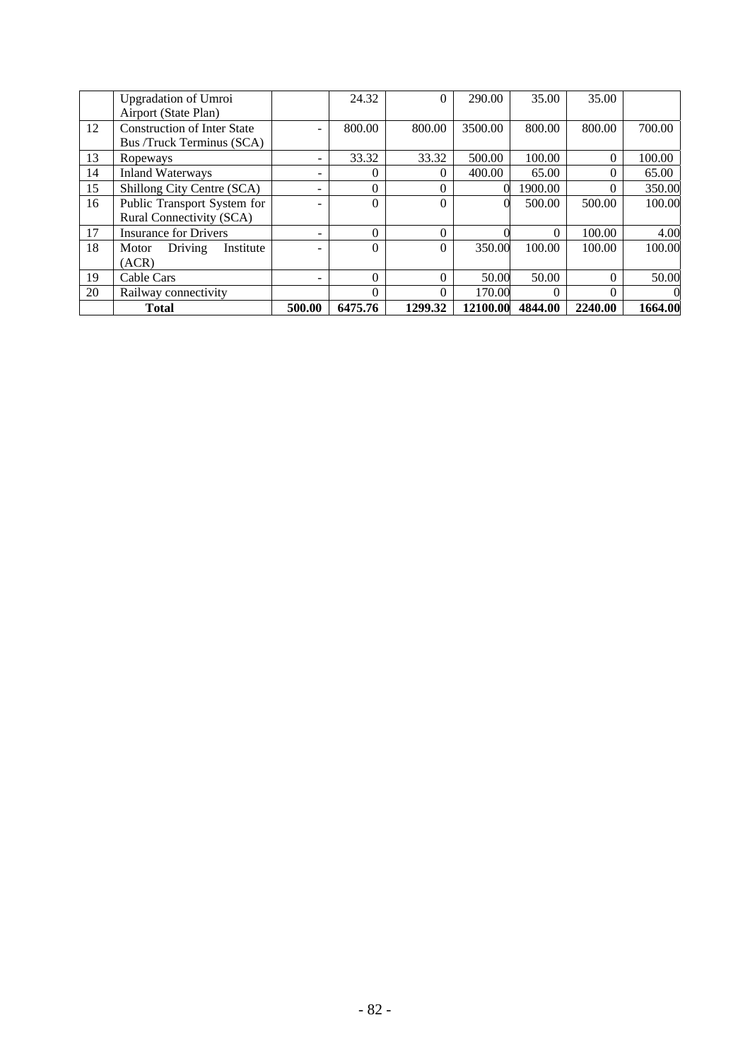| | | | | | | | | |
|---|---|---|---|---|---|---|---|---|
| | Upgradation of Umroi Airport (State Plan) | | 24.32 | 0 | 290.00 | 35.00 | 35.00 | |
| 12 | Construction of Inter State Bus /Truck Terminus (SCA) | - | 800.00 | 800.00 | 3500.00 | 800.00 | 800.00 | 700.00 |
| 13 | Ropeways | - | 33.32 | 33.32 | 500.00 | 100.00 | 0 | 100.00 |
| 14 | Inland Waterways | - | 0 | 0 | 400.00 | 65.00 | 0 | 65.00 |
| 15 | Shillong City Centre (SCA) | - | 0 | 0 | 0 | 1900.00 | 0 | 350.00 |
| 16 | Public Transport System for Rural Connectivity (SCA) | - | 0 | 0 | 0 | 500.00 | 500.00 | 100.00 |
| 17 | Insurance for Drivers | - | 0 | 0 | 0 | 0 | 100.00 | 4.00 |
| 18 | Motor Driving Institute (ACR) | - | 0 | 0 | 350.00 | 100.00 | 100.00 | 100.00 |
| 19 | Cable Cars | - | 0 | 0 | 50.00 | 50.00 | 0 | 50.00 |
| 20 | Railway connectivity | | 0 | 0 | 170.00 | 0 | 0 | 0 |
| | **Total** | **500.00** | **6475.76** | **1299.32** | **12100.00** | **4844.00** | **2240.00** | **1664.00** |